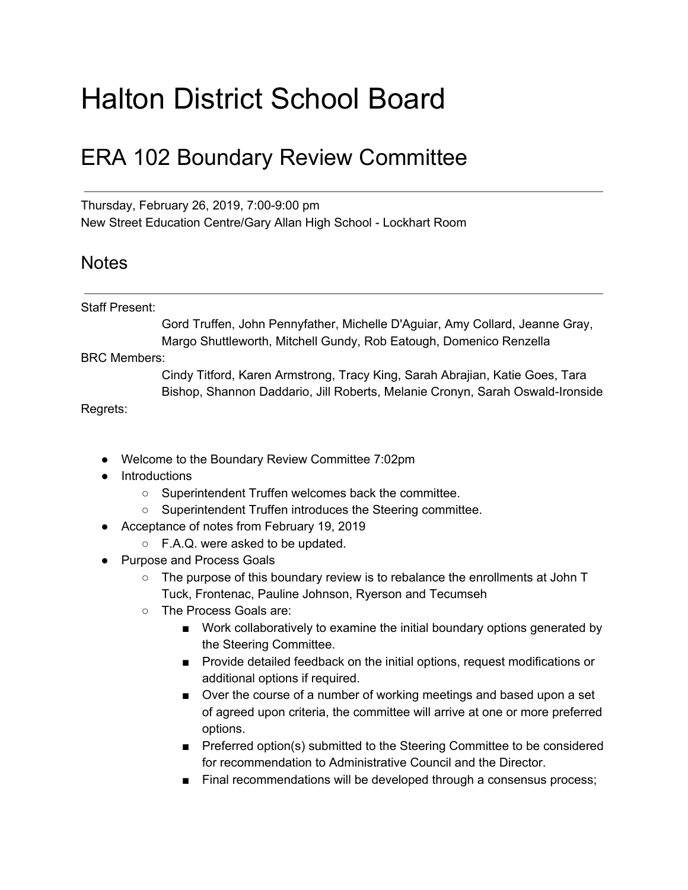# Halton District School Board

## ERA 102 Boundary Review Committee

---

Thursday, February 26, 2019, 7:00-9:00 pm
New Street Education Centre/Gary Allan High School - Lockhart Room

## Notes

---

Staff Present:
Gord Truffen, John Pennyfather, Michelle D'Aguiar, Amy Collard, Jeanne Gray, Margo Shuttleworth, Mitchell Gundy, Rob Eatough, Domenico Renzella

BRC Members:
Cindy Titford, Karen Armstrong, Tracy King, Sarah Abrajian, Katie Goes, Tara Bishop, Shannon Daddario, Jill Roberts, Melanie Cronyn, Sarah Oswald-Ironside

Regrets:

- Welcome to the Boundary Review Committee 7:02pm
- Introductions
  - Superintendent Truffen welcomes back the committee.
  - Superintendent Truffen introduces the Steering committee.
- Acceptance of notes from February 19, 2019
  - F.A.Q. were asked to be updated.
- Purpose and Process Goals
  - The purpose of this boundary review is to rebalance the enrollments at John T Tuck, Frontenac, Pauline Johnson, Ryerson and Tecumseh
  - The Process Goals are:
    - Work collaboratively to examine the initial boundary options generated by the Steering Committee.
    - Provide detailed feedback on the initial options, request modifications or additional options if required.
    - Over the course of a number of working meetings and based upon a set of agreed upon criteria, the committee will arrive at one or more preferred options.
    - Preferred option(s) submitted to the Steering Committee to be considered for recommendation to Administrative Council and the Director.
    - Final recommendations will be developed through a consensus process;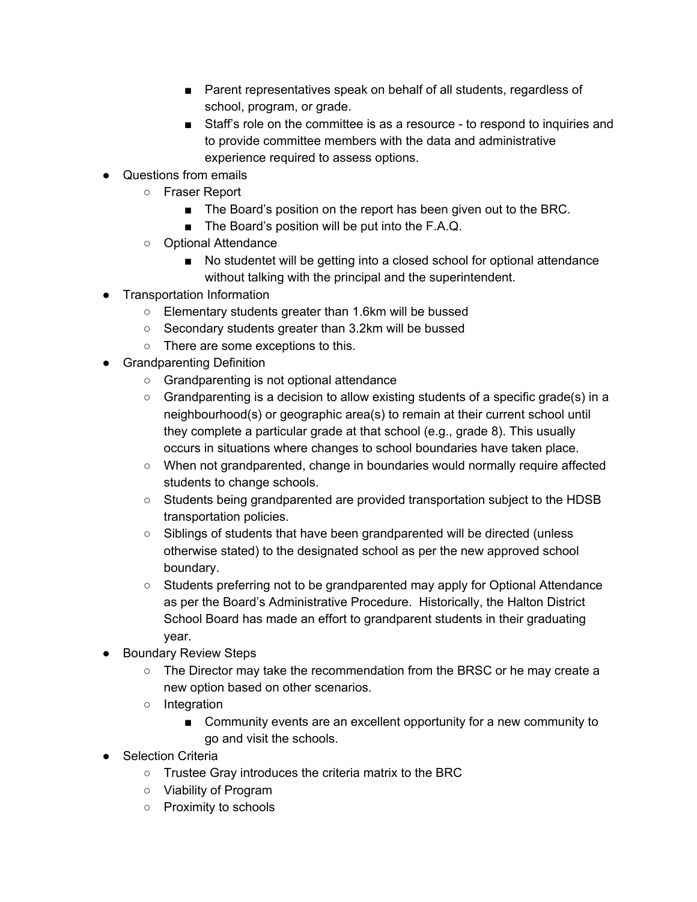- Parent representatives speak on behalf of all students, regardless of school, program, or grade.
        - Staff's role on the committee is as a resource - to respond to inquiries and to provide committee members with the data and administrative experience required to assess options.
- Questions from emails
    - Fraser Report
        - The Board's position on the report has been given out to the BRC.
        - The Board's position will be put into the F.A.Q.
    - Optional Attendance
        - No studentet will be getting into a closed school for optional attendance without talking with the principal and the superintendent.
- Transportation Information
    - Elementary students greater than 1.6km will be bussed
    - Secondary students greater than 3.2km will be bussed
    - There are some exceptions to this.
- Grandparenting Definition
    - Grandparenting is not optional attendance
    - Grandparenting is a decision to allow existing students of a specific grade(s) in a neighbourhood(s) or geographic area(s) to remain at their current school until they complete a particular grade at that school (e.g., grade 8). This usually occurs in situations where changes to school boundaries have taken place.
    - When not grandparented, change in boundaries would normally require affected students to change schools.
    - Students being grandparented are provided transportation subject to the HDSB transportation policies.
    - Siblings of students that have been grandparented will be directed (unless otherwise stated) to the designated school as per the new approved school boundary.
    - Students preferring not to be grandparented may apply for Optional Attendance as per the Board's Administrative Procedure. Historically, the Halton District School Board has made an effort to grandparent students in their graduating year.
- Boundary Review Steps
    - The Director may take the recommendation from the BRSC or he may create a new option based on other scenarios.
    - Integration
        - Community events are an excellent opportunity for a new community to go and visit the schools.
- Selection Criteria
    - Trustee Gray introduces the criteria matrix to the BRC
    - Viability of Program
    - Proximity to schools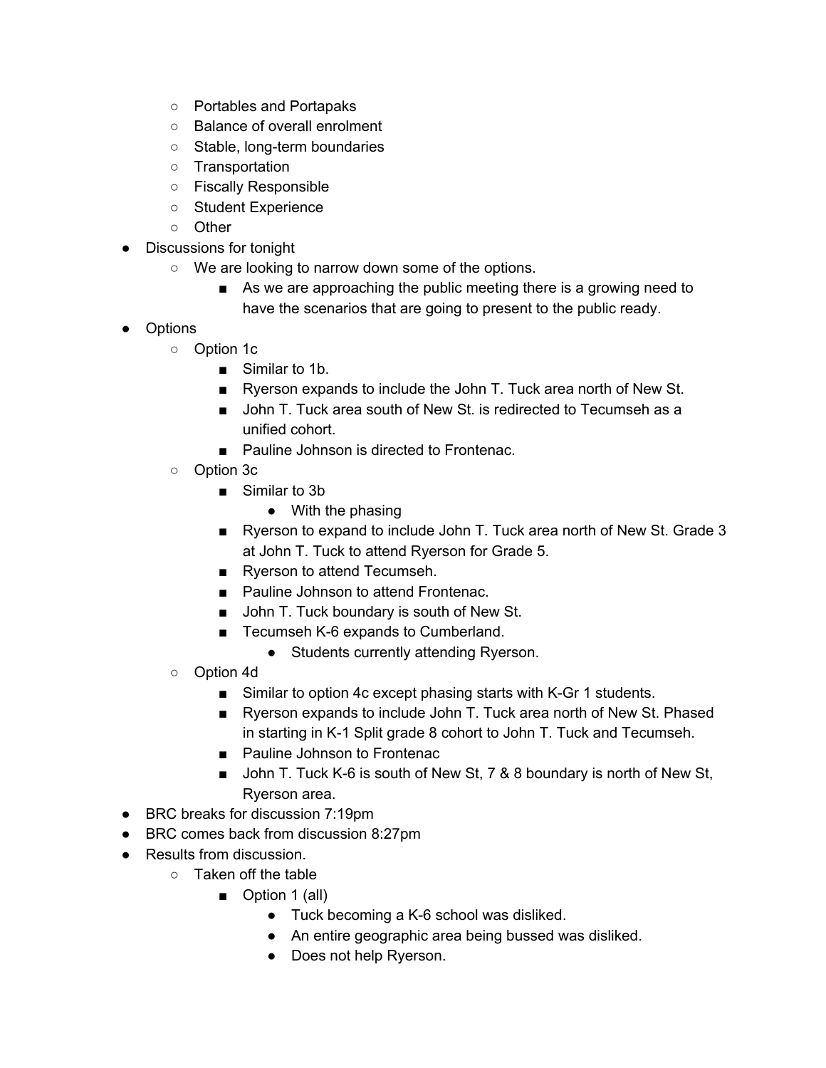- Portables and Portapaks
  - Balance of overall enrolment
  - Stable, long-term boundaries
  - Transportation
  - Fiscally Responsible
  - Student Experience
  - Other
- Discussions for tonight
  - We are looking to narrow down some of the options.
    - As we are approaching the public meeting there is a growing need to have the scenarios that are going to present to the public ready.
- Options
  - Option 1c
    - Similar to 1b.
    - Ryerson expands to include the John T. Tuck area north of New St.
    - John T. Tuck area south of New St. is redirected to Tecumseh as a unified cohort.
    - Pauline Johnson is directed to Frontenac.
  - Option 3c
    - Similar to 3b
      - With the phasing
    - Ryerson to expand to include John T. Tuck area north of New St. Grade 3 at John T. Tuck to attend Ryerson for Grade 5.
    - Ryerson to attend Tecumseh.
    - Pauline Johnson to attend Frontenac.
    - John T. Tuck boundary is south of New St.
    - Tecumseh K-6 expands to Cumberland.
      - Students currently attending Ryerson.
  - Option 4d
    - Similar to option 4c except phasing starts with K-Gr 1 students.
    - Ryerson expands to include John T. Tuck area north of New St. Phased in starting in K-1 Split grade 8 cohort to John T. Tuck and Tecumseh.
    - Pauline Johnson to Frontenac
    - John T. Tuck K-6 is south of New St, 7 & 8 boundary is north of New St, Ryerson area.
- BRC breaks for discussion 7:19pm
- BRC comes back from discussion 8:27pm
- Results from discussion.
  - Taken off the table
    - Option 1 (all)
      - Tuck becoming a K-6 school was disliked.
      - An entire geographic area being bussed was disliked.
      - Does not help Ryerson.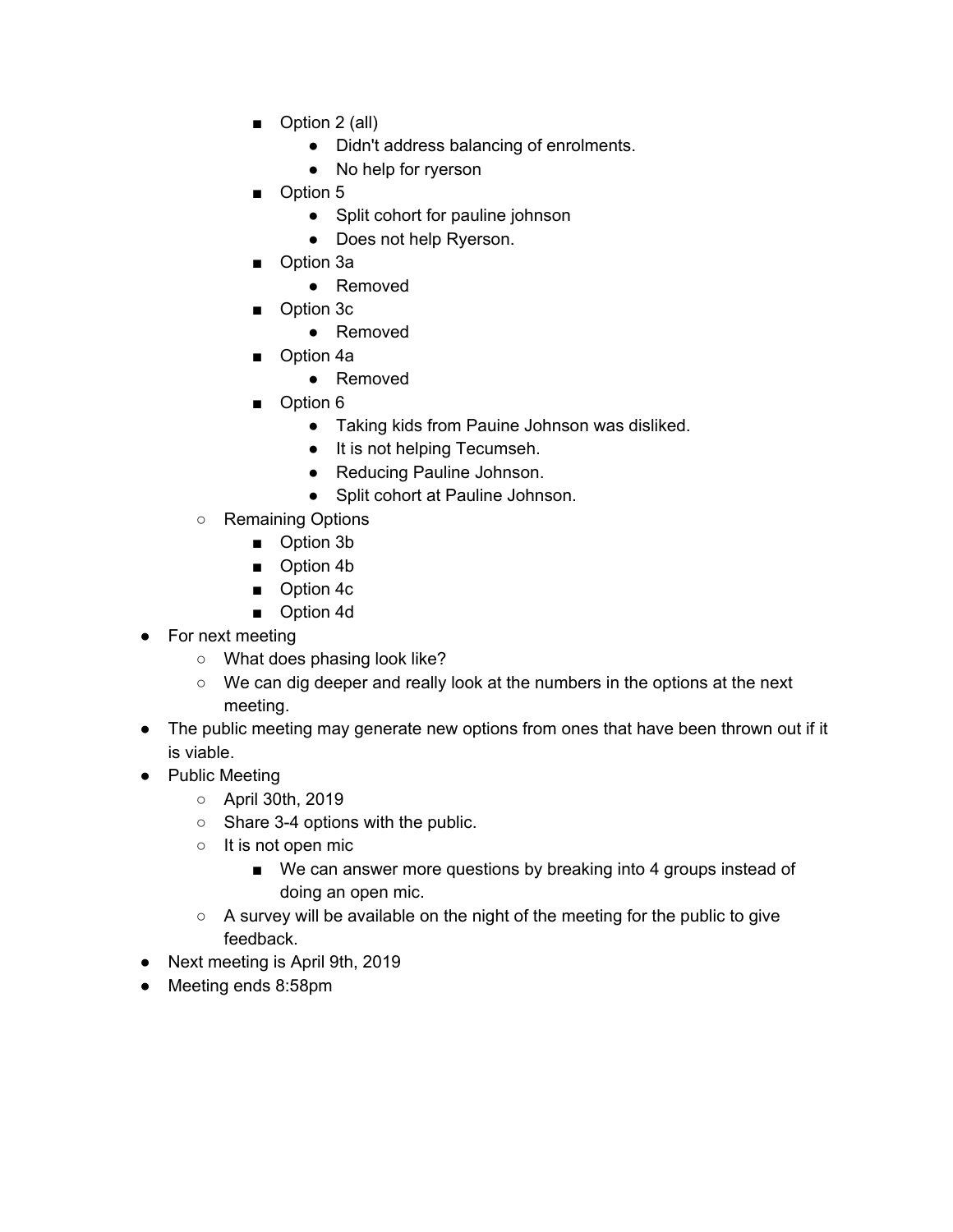- Option 2 (all)
            - Didn't address balancing of enrolments.
            - No help for ryerson
        - Option 5
            - Split cohort for pauline johnson
            - Does not help Ryerson.
        - Option 3a
            - Removed
        - Option 3c
            - Removed
        - Option 4a
            - Removed
        - Option 6
            - Taking kids from Pauine Johnson was disliked.
            - It is not helping Tecumseh.
            - Reducing Pauline Johnson.
            - Split cohort at Pauline Johnson.
    - Remaining Options
        - Option 3b
        - Option 4b
        - Option 4c
        - Option 4d
- For next meeting
    - What does phasing look like?
    - We can dig deeper and really look at the numbers in the options at the next meeting.
- The public meeting may generate new options from ones that have been thrown out if it is viable.
- Public Meeting
    - April 30th, 2019
    - Share 3-4 options with the public.
    - It is not open mic
        - We can answer more questions by breaking into 4 groups instead of doing an open mic.
    - A survey will be available on the night of the meeting for the public to give feedback.
- Next meeting is April 9th, 2019
- Meeting ends 8:58pm